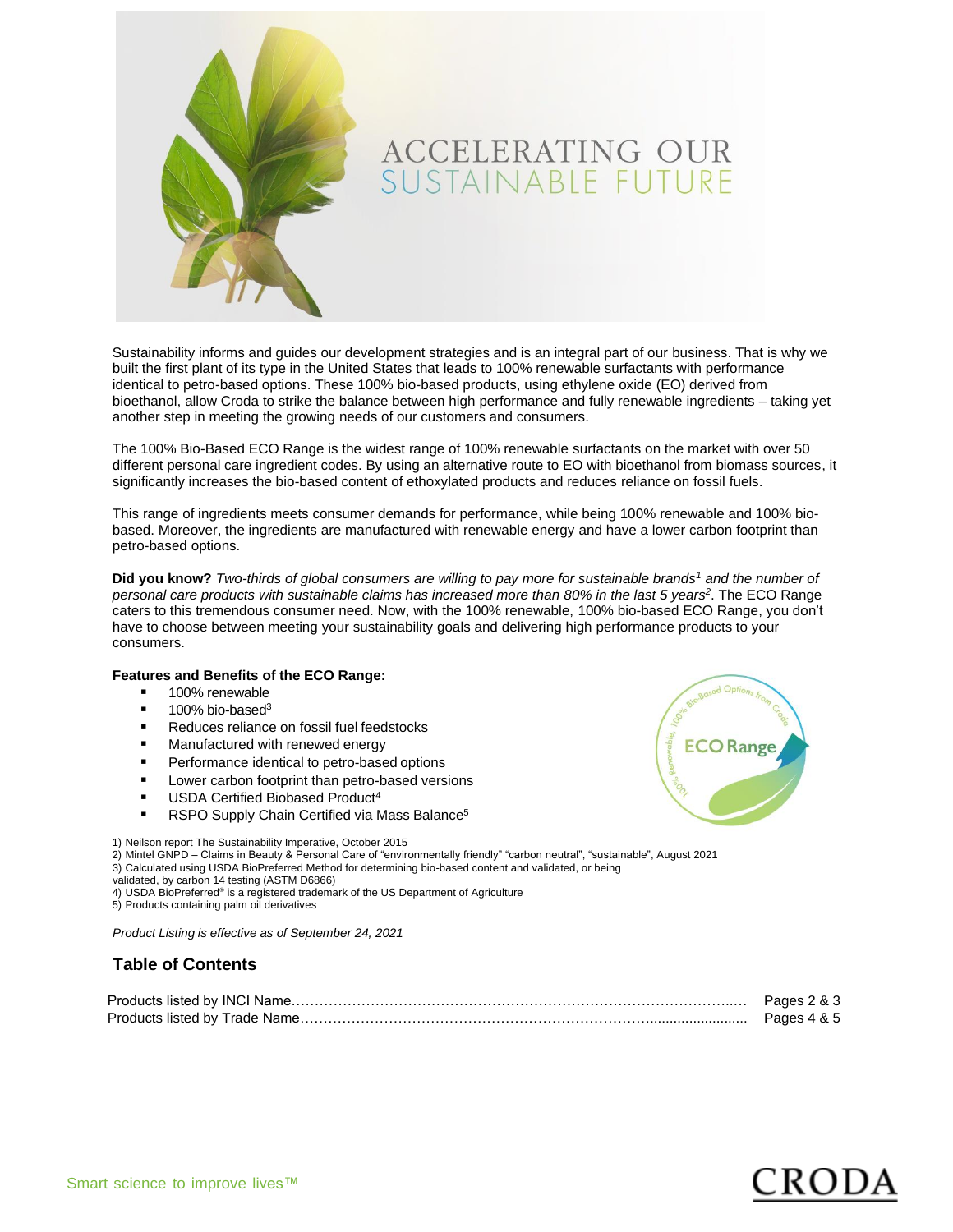# ACCELERATING OUR SUSTAINABLE FUTURE

Sustainability informs and guides our development strategies and is an integral part of our business. That is why we built the first plant of its type in the United States that leads to 100% renewable surfactants with performance identical to petro-based options. These 100% bio-based products, using ethylene oxide (EO) derived from bioethanol, allow Croda to strike the balance between high performance and fully renewable ingredients – taking yet another step in meeting the growing needs of our customers and consumers.

The 100% Bio-Based ECO Range is the widest range of 100% renewable surfactants on the market with over 50 different personal care ingredient codes. By using an alternative route to EO with bioethanol from biomass sources, it significantly increases the bio-based content of ethoxylated products and reduces reliance on fossil fuels.

This range of ingredients meets consumer demands for performance, while being 100% renewable and 100% bio-based. Moreover, the ingredients are manufactured with renewable energy and have a lower carbon footprint than petro-based options.

**Did you know?** *Two-thirds of global consumers are willing to pay more for sustainable brands[1] and the number of personal care products with sustainable claims has increased more than 80% in the last 5 years[2].* The ECO Range caters to this tremendous consumer need. Now, with the 100% renewable, 100% bio-based ECO Range, you don't have to choose between meeting your sustainability goals and delivering high performance products to your consumers.

**Features and Benefits of the ECO Range:**

- 100% renewable
- 100% bio-based[3]
- Reduces reliance on fossil fuel feedstocks
- Manufactured with renewed energy
- Performance identical to petro-based options
- Lower carbon footprint than petro-based versions
- USDA Certified Biobased Product[4]
- RSPO Supply Chain Certified via Mass Balance[5]

1) Neilson report The Sustainability Imperative, October 2015
2) Mintel GNPD – Claims in Beauty & Personal Care of "environmentally friendly" "carbon neutral", "sustainable", August 2021
3) Calculated using USDA BioPreferred Method for determining bio-based content and validated, or being validated, by carbon 14 testing (ASTM D6866)
4) USDA BioPreferred® is a registered trademark of the US Department of Agriculture
5) Products containing palm oil derivatives

*Product Listing is effective as of September 24, 2021*

## Table of Contents

| | |
|---|---|
| Products listed by INCI Name | Pages 2 & 3 |
| Products listed by Trade Name | Pages 4 & 5 |

Smart science to improve lives™

CRODA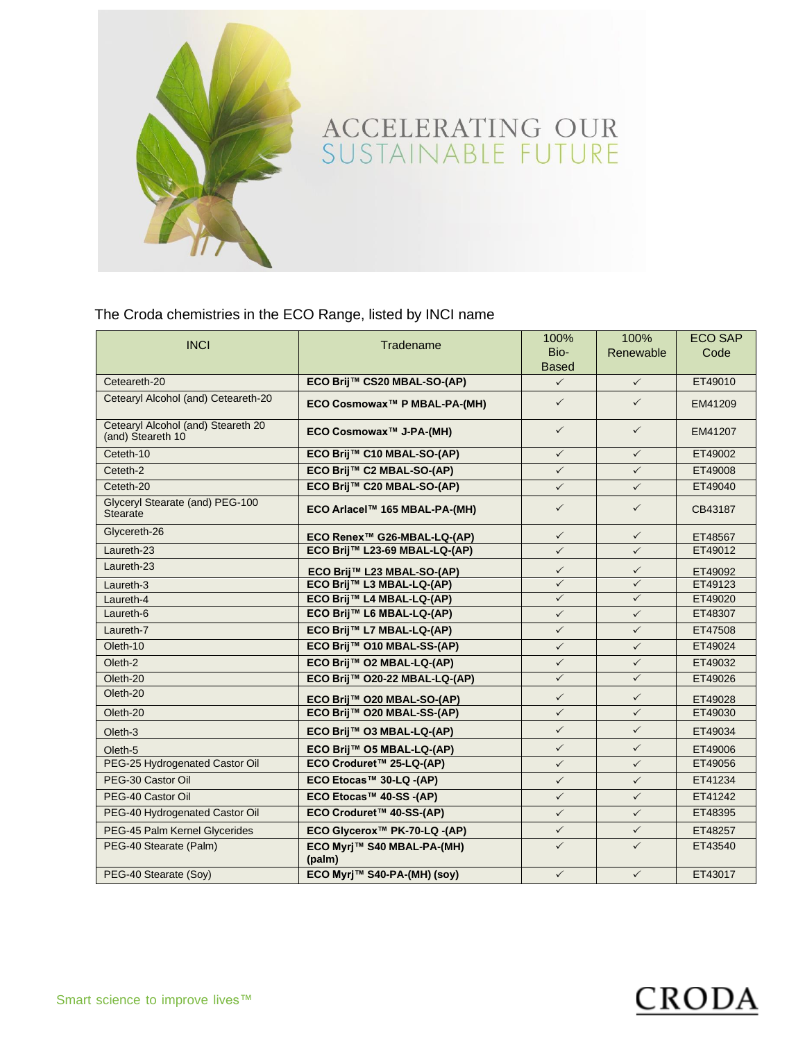# ACCELERATING OUR SUSTAINABLE FUTURE

The Croda chemistries in the ECO Range, listed by INCI name

| INCI | Tradename | 100% Bio-Based | 100% Renewable | ECO SAP Code |
|---|---|---|---|---|
| Ceteareth-20 | **ECO Brij™ CS20 MBAL-SO-(AP)** | ✓ | ✓ | ET49010 |
| Cetearyl Alcohol (and) Ceteareth-20 | **ECO Cosmowax™ P MBAL-PA-(MH)** | ✓ | ✓ | EM41209 |
| Cetearyl Alcohol (and) Steareth 20 (and) Steareth 10 | **ECO Cosmowax™ J-PA-(MH)** | ✓ | ✓ | EM41207 |
| Ceteth-10 | **ECO Brij™ C10 MBAL-SO-(AP)** | ✓ | ✓ | ET49002 |
| Ceteth-2 | **ECO Brij™ C2 MBAL-SO-(AP)** | ✓ | ✓ | ET49008 |
| Ceteth-20 | **ECO Brij™ C20 MBAL-SO-(AP)** | ✓ | ✓ | ET49040 |
| Glyceryl Stearate (and) PEG-100 Stearate | **ECO Arlacel™ 165 MBAL-PA-(MH)** | ✓ | ✓ | CB43187 |
| Glycereth-26 | **ECO Renex™ G26-MBAL-LQ-(AP)** | ✓ | ✓ | ET48567 |
| Laureth-23 | **ECO Brij™ L23-69 MBAL-LQ-(AP)** | ✓ | ✓ | ET49012 |
| Laureth-23 | **ECO Brij™ L23 MBAL-SO-(AP)** | ✓ | ✓ | ET49092 |
| Laureth-3 | **ECO Brij™ L3 MBAL-LQ-(AP)** | ✓ | ✓ | ET49123 |
| Laureth-4 | **ECO Brij™ L4 MBAL-LQ-(AP)** | ✓ | ✓ | ET49020 |
| Laureth-6 | **ECO Brij™ L6 MBAL-LQ-(AP)** | ✓ | ✓ | ET48307 |
| Laureth-7 | **ECO Brij™ L7 MBAL-LQ-(AP)** | ✓ | ✓ | ET47508 |
| Oleth-10 | **ECO Brij™ O10 MBAL-SS-(AP)** | ✓ | ✓ | ET49024 |
| Oleth-2 | **ECO Brij™ O2 MBAL-LQ-(AP)** | ✓ | ✓ | ET49032 |
| Oleth-20 | **ECO Brij™ O20-22 MBAL-LQ-(AP)** | ✓ | ✓ | ET49026 |
| Oleth-20 | **ECO Brij™ O20 MBAL-SO-(AP)** | ✓ | ✓ | ET49028 |
| Oleth-20 | **ECO Brij™ O20 MBAL-SS-(AP)** | ✓ | ✓ | ET49030 |
| Oleth-3 | **ECO Brij™ O3 MBAL-LQ-(AP)** | ✓ | ✓ | ET49034 |
| Oleth-5 | **ECO Brij™ O5 MBAL-LQ-(AP)** | ✓ | ✓ | ET49006 |
| PEG-25 Hydrogenated Castor Oil | **ECO Croduret™ 25-LQ-(AP)** | ✓ | ✓ | ET49056 |
| PEG-30 Castor Oil | **ECO Etocas™ 30-LQ -(AP)** | ✓ | ✓ | ET41234 |
| PEG-40 Castor Oil | **ECO Etocas™ 40-SS -(AP)** | ✓ | ✓ | ET41242 |
| PEG-40 Hydrogenated Castor Oil | **ECO Croduret™ 40-SS-(AP)** | ✓ | ✓ | ET48395 |
| PEG-45 Palm Kernel Glycerides | **ECO Glycerox™ PK-70-LQ -(AP)** | ✓ | ✓ | ET48257 |
| PEG-40 Stearate (Palm) | **ECO Myrj™ S40 MBAL-PA-(MH) (palm)** | ✓ | ✓ | ET43540 |
| PEG-40 Stearate (Soy) | **ECO Myrj™ S40-PA-(MH) (soy)** | ✓ | ✓ | ET43017 |

Smart science to improve lives™

CRODA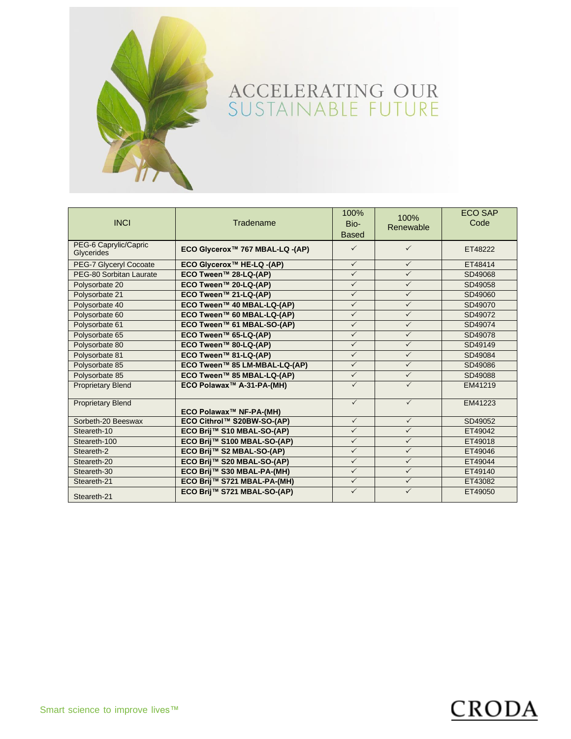ACCELERATING OUR
SUSTAINABLE FUTURE

| INCI | Tradename | 100% Bio-Based | 100% Renewable | ECO SAP Code |
|---|---|---|---|---|
| PEG-6 Caprylic/Capric Glycerides | **ECO Glycerox™ 767 MBAL-LQ -(AP)** | ✓ | ✓ | ET48222 |
| PEG-7 Glyceryl Cocoate | **ECO Glycerox™ HE-LQ -(AP)** | ✓ | ✓ | ET48414 |
| PEG-80 Sorbitan Laurate | **ECO Tween™ 28-LQ-(AP)** | ✓ | ✓ | SD49068 |
| Polysorbate 20 | **ECO Tween™ 20-LQ-(AP)** | ✓ | ✓ | SD49058 |
| Polysorbate 21 | **ECO Tween™ 21-LQ-(AP)** | ✓ | ✓ | SD49060 |
| Polysorbate 40 | **ECO Tween™ 40 MBAL-LQ-(AP)** | ✓ | ✓ | SD49070 |
| Polysorbate 60 | **ECO Tween™ 60 MBAL-LQ-(AP)** | ✓ | ✓ | SD49072 |
| Polysorbate 61 | **ECO Tween™ 61 MBAL-SO-(AP)** | ✓ | ✓ | SD49074 |
| Polysorbate 65 | **ECO Tween™ 65-LQ-(AP)** | ✓ | ✓ | SD49078 |
| Polysorbate 80 | **ECO Tween™ 80-LQ-(AP)** | ✓ | ✓ | SD49149 |
| Polysorbate 81 | **ECO Tween™ 81-LQ-(AP)** | ✓ | ✓ | SD49084 |
| Polysorbate 85 | **ECO Tween™ 85 LM-MBAL-LQ-(AP)** | ✓ | ✓ | SD49086 |
| Polysorbate 85 | **ECO Tween™ 85 MBAL-LQ-(AP)** | ✓ | ✓ | SD49088 |
| Proprietary Blend | **ECO Polawax™ A-31-PA-(MH)** | ✓ | ✓ | EM41219 |
| Proprietary Blend | **ECO Polawax™ NF-PA-(MH)** | ✓ | ✓ | EM41223 |
| Sorbeth-20 Beeswax | **ECO Cithrol™ S20BW-SO-(AP)** | ✓ | ✓ | SD49052 |
| Steareth-10 | **ECO Brij™ S10 MBAL-SO-(AP)** | ✓ | ✓ | ET49042 |
| Steareth-100 | **ECO Brij™ S100 MBAL-SO-(AP)** | ✓ | ✓ | ET49018 |
| Steareth-2 | **ECO Brij™ S2 MBAL-SO-(AP)** | ✓ | ✓ | ET49046 |
| Steareth-20 | **ECO Brij™ S20 MBAL-SO-(AP)** | ✓ | ✓ | ET49044 |
| Steareth-30 | **ECO Brij™ S30 MBAL-PA-(MH)** | ✓ | ✓ | ET49140 |
| Steareth-21 | **ECO Brij™ S721 MBAL-PA-(MH)** | ✓ | ✓ | ET43082 |
| Steareth-21 | **ECO Brij™ S721 MBAL-SO-(AP)** | ✓ | ✓ | ET49050 |

Smart science to improve lives™

CRODA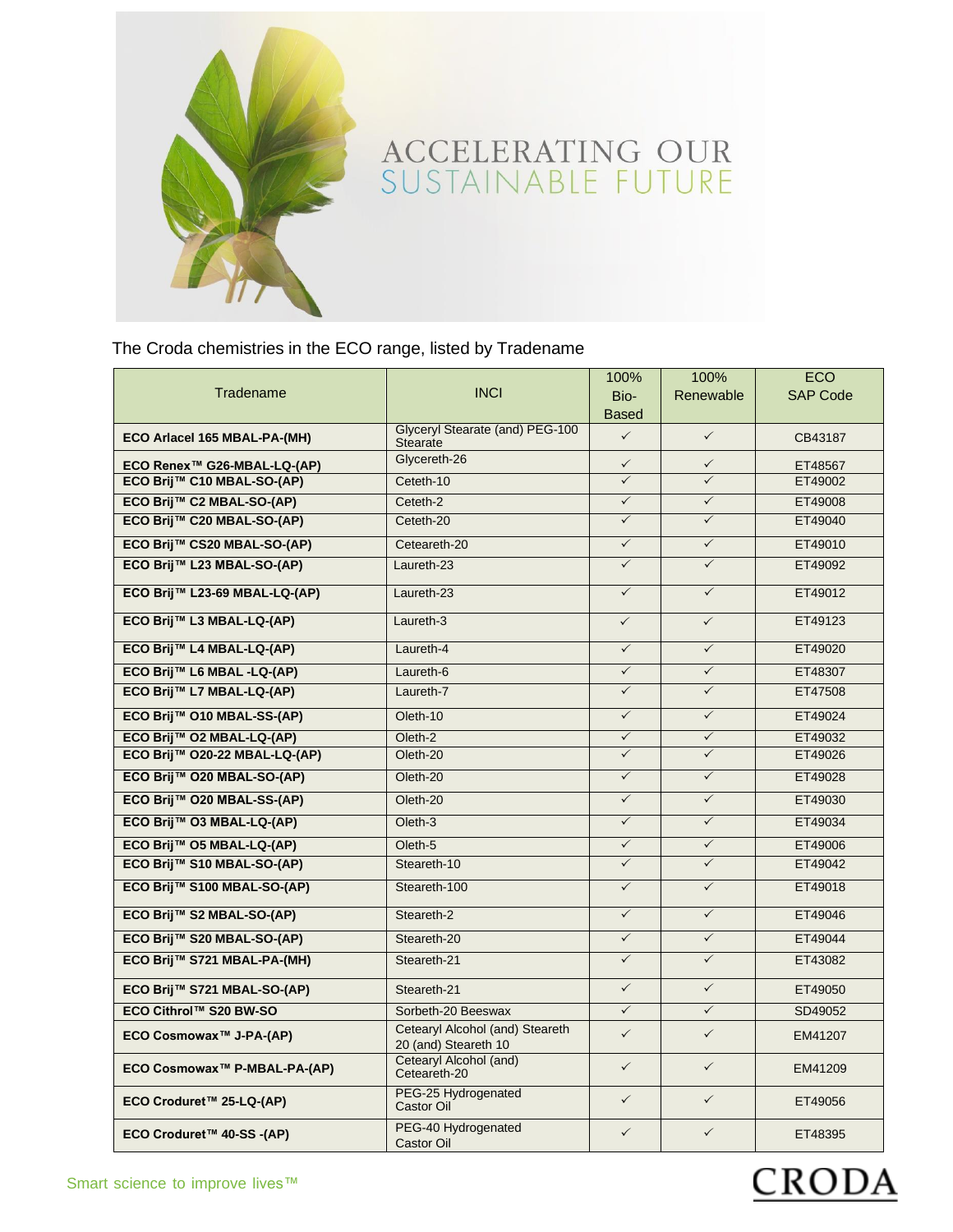# ACCELERATING OUR SUSTAINABLE FUTURE

The Croda chemistries in the ECO range, listed by Tradename

| Tradename | INCI | 100% Bio-Based | 100% Renewable | ECO SAP Code |
|---|---|---|---|---|
| **ECO Arlacel 165 MBAL-PA-(MH)** | Glyceryl Stearate (and) PEG-100 Stearate | ✓ | ✓ | CB43187 |
| **ECO Renex™ G26-MBAL-LQ-(AP)** | Glycereth-26 | ✓ | ✓ | ET48567 |
| **ECO Brij™ C10 MBAL-SO-(AP)** | Ceteth-10 | ✓ | ✓ | ET49002 |
| **ECO Brij™ C2 MBAL-SO-(AP)** | Ceteth-2 | ✓ | ✓ | ET49008 |
| **ECO Brij™ C20 MBAL-SO-(AP)** | Ceteth-20 | ✓ | ✓ | ET49040 |
| **ECO Brij™ CS20 MBAL-SO-(AP)** | Ceteareth-20 | ✓ | ✓ | ET49010 |
| **ECO Brij™ L23 MBAL-SO-(AP)** | Laureth-23 | ✓ | ✓ | ET49092 |
| **ECO Brij™ L23-69 MBAL-LQ-(AP)** | Laureth-23 | ✓ | ✓ | ET49012 |
| **ECO Brij™ L3 MBAL-LQ-(AP)** | Laureth-3 | ✓ | ✓ | ET49123 |
| **ECO Brij™ L4 MBAL-LQ-(AP)** | Laureth-4 | ✓ | ✓ | ET49020 |
| **ECO Brij™ L6 MBAL -LQ-(AP)** | Laureth-6 | ✓ | ✓ | ET48307 |
| **ECO Brij™ L7 MBAL-LQ-(AP)** | Laureth-7 | ✓ | ✓ | ET47508 |
| **ECO Brij™ O10 MBAL-SS-(AP)** | Oleth-10 | ✓ | ✓ | ET49024 |
| **ECO Brij™ O2 MBAL-LQ-(AP)** | Oleth-2 | ✓ | ✓ | ET49032 |
| **ECO Brij™ O20-22 MBAL-LQ-(AP)** | Oleth-20 | ✓ | ✓ | ET49026 |
| **ECO Brij™ O20 MBAL-SO-(AP)** | Oleth-20 | ✓ | ✓ | ET49028 |
| **ECO Brij™ O20 MBAL-SS-(AP)** | Oleth-20 | ✓ | ✓ | ET49030 |
| **ECO Brij™ O3 MBAL-LQ-(AP)** | Oleth-3 | ✓ | ✓ | ET49034 |
| **ECO Brij™ O5 MBAL-LQ-(AP)** | Oleth-5 | ✓ | ✓ | ET49006 |
| **ECO Brij™ S10 MBAL-SO-(AP)** | Steareth-10 | ✓ | ✓ | ET49042 |
| **ECO Brij™ S100 MBAL-SO-(AP)** | Steareth-100 | ✓ | ✓ | ET49018 |
| **ECO Brij™ S2 MBAL-SO-(AP)** | Steareth-2 | ✓ | ✓ | ET49046 |
| **ECO Brij™ S20 MBAL-SO-(AP)** | Steareth-20 | ✓ | ✓ | ET49044 |
| **ECO Brij™ S721 MBAL-PA-(MH)** | Steareth-21 | ✓ | ✓ | ET43082 |
| **ECO Brij™ S721 MBAL-SO-(AP)** | Steareth-21 | ✓ | ✓ | ET49050 |
| **ECO Cithrol™ S20 BW-SO** | Sorbeth-20 Beeswax | ✓ | ✓ | SD49052 |
| **ECO Cosmowax™ J-PA-(AP)** | Cetearyl Alcohol (and) Steareth 20 (and) Steareth 10 | ✓ | ✓ | EM41207 |
| **ECO Cosmowax™ P-MBAL-PA-(AP)** | Cetearyl Alcohol (and) Ceteareth-20 | ✓ | ✓ | EM41209 |
| **ECO Croduret™ 25-LQ-(AP)** | PEG-25 Hydrogenated Castor Oil | ✓ | ✓ | ET49056 |
| **ECO Croduret™ 40-SS -(AP)** | PEG-40 Hydrogenated Castor Oil | ✓ | ✓ | ET48395 |

Smart science to improve lives™

CRODA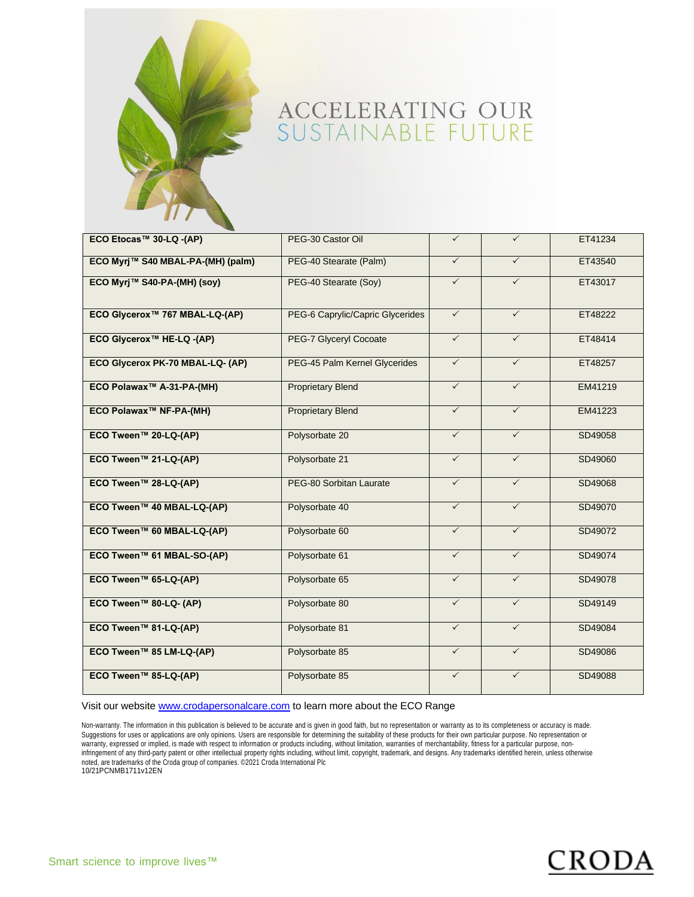# ACCELERATING OUR SUSTAINABLE FUTURE

| | | | | |
|---|---|---|---|---|
| **ECO Etocas™ 30-LQ -(AP)** | PEG-30 Castor Oil | ✓ | ✓ | ET41234 |
| **ECO Myrj™ S40 MBAL-PA-(MH) (palm)** | PEG-40 Stearate (Palm) | ✓ | ✓ | ET43540 |
| **ECO Myrj™ S40-PA-(MH) (soy)** | PEG-40 Stearate (Soy) | ✓ | ✓ | ET43017 |
| **ECO Glycerox™ 767 MBAL-LQ-(AP)** | PEG-6 Caprylic/Capric Glycerides | ✓ | ✓ | ET48222 |
| **ECO Glycerox™ HE-LQ -(AP)** | PEG-7 Glyceryl Cocoate | ✓ | ✓ | ET48414 |
| **ECO Glycerox PK-70 MBAL-LQ- (AP)** | PEG-45 Palm Kernel Glycerides | ✓ | ✓ | ET48257 |
| **ECO Polawax™ A-31-PA-(MH)** | Proprietary Blend | ✓ | ✓ | EM41219 |
| **ECO Polawax™ NF-PA-(MH)** | Proprietary Blend | ✓ | ✓ | EM41223 |
| **ECO Tween™ 20-LQ-(AP)** | Polysorbate 20 | ✓ | ✓ | SD49058 |
| **ECO Tween™ 21-LQ-(AP)** | Polysorbate 21 | ✓ | ✓ | SD49060 |
| **ECO Tween™ 28-LQ-(AP)** | PEG-80 Sorbitan Laurate | ✓ | ✓ | SD49068 |
| **ECO Tween™ 40 MBAL-LQ-(AP)** | Polysorbate 40 | ✓ | ✓ | SD49070 |
| **ECO Tween™ 60 MBAL-LQ-(AP)** | Polysorbate 60 | ✓ | ✓ | SD49072 |
| **ECO Tween™ 61 MBAL-SO-(AP)** | Polysorbate 61 | ✓ | ✓ | SD49074 |
| **ECO Tween™ 65-LQ-(AP)** | Polysorbate 65 | ✓ | ✓ | SD49078 |
| **ECO Tween™ 80-LQ- (AP)** | Polysorbate 80 | ✓ | ✓ | SD49149 |
| **ECO Tween™ 81-LQ-(AP)** | Polysorbate 81 | ✓ | ✓ | SD49084 |
| **ECO Tween™ 85 LM-LQ-(AP)** | Polysorbate 85 | ✓ | ✓ | SD49086 |
| **ECO Tween™ 85-LQ-(AP)** | Polysorbate 85 | ✓ | ✓ | SD49088 |

Visit our website [www.crodapersonalcare.com](http://www.crodapersonalcare.com) to learn more about the ECO Range

Non-warranty. The information in this publication is believed to be accurate and is given in good faith, but no representation or warranty as to its completeness or accuracy is made. Suggestions for uses or applications are only opinions. Users are responsible for determining the suitability of these products for their own particular purpose. No representation or warranty, expressed or implied, is made with respect to information or products including, without limitation, warranties of merchantability, fitness for a particular purpose, non-infringement of any third-party patent or other intellectual property rights including, without limit, copyright, trademark, and designs. Any trademarks identified herein, unless otherwise noted, are trademarks of the Croda group of companies. ©2021 Croda International Plc
10/21PCNMB1711v12EN

Smart science to improve lives™

CRODA